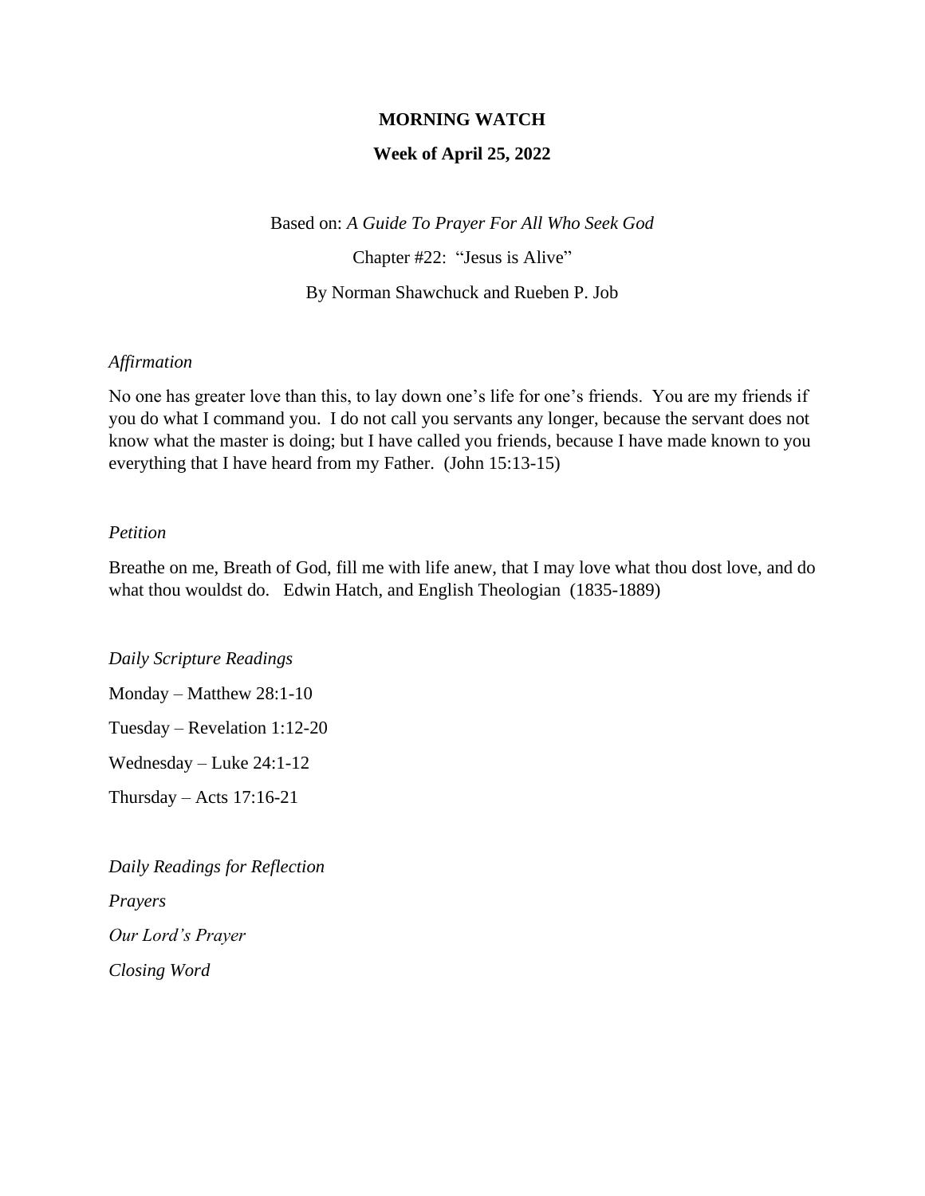**MORNING WATCH**

**Week of April 25, 2022**

Based on: *A Guide To Prayer For All Who Seek God*

Chapter #22: "Jesus is Alive"

By Norman Shawchuck and Rueben P. Job

*Affirmation*

No one has greater love than this, to lay down one's life for one's friends. You are my friends if you do what I command you. I do not call you servants any longer, because the servant does not know what the master is doing; but I have called you friends, because I have made known to you everything that I have heard from my Father. (John 15:13-15)

*Petition*

Breathe on me, Breath of God, fill me with life anew, that I may love what thou dost love, and do what thou wouldst do. Edwin Hatch, and English Theologian (1835-1889)

*Daily Scripture Readings*

Monday – Matthew 28:1-10

Tuesday – Revelation 1:12-20

Wednesday – Luke 24:1-12

Thursday – Acts 17:16-21

*Daily Readings for Reflection*

*Prayers*

*Our Lord's Prayer*

*Closing Word*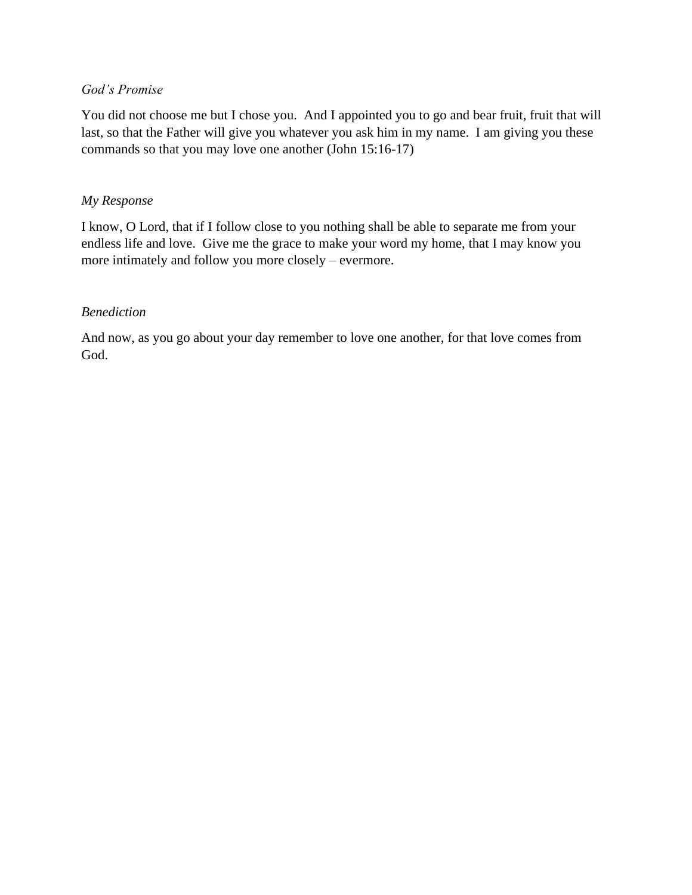*God's Promise*

You did not choose me but I chose you. And I appointed you to go and bear fruit, fruit that will last, so that the Father will give you whatever you ask him in my name. I am giving you these commands so that you may love one another (John 15:16-17)

*My Response*

I know, O Lord, that if I follow close to you nothing shall be able to separate me from your endless life and love. Give me the grace to make your word my home, that I may know you more intimately and follow you more closely – evermore.

*Benediction*

And now, as you go about your day remember to love one another, for that love comes from God.